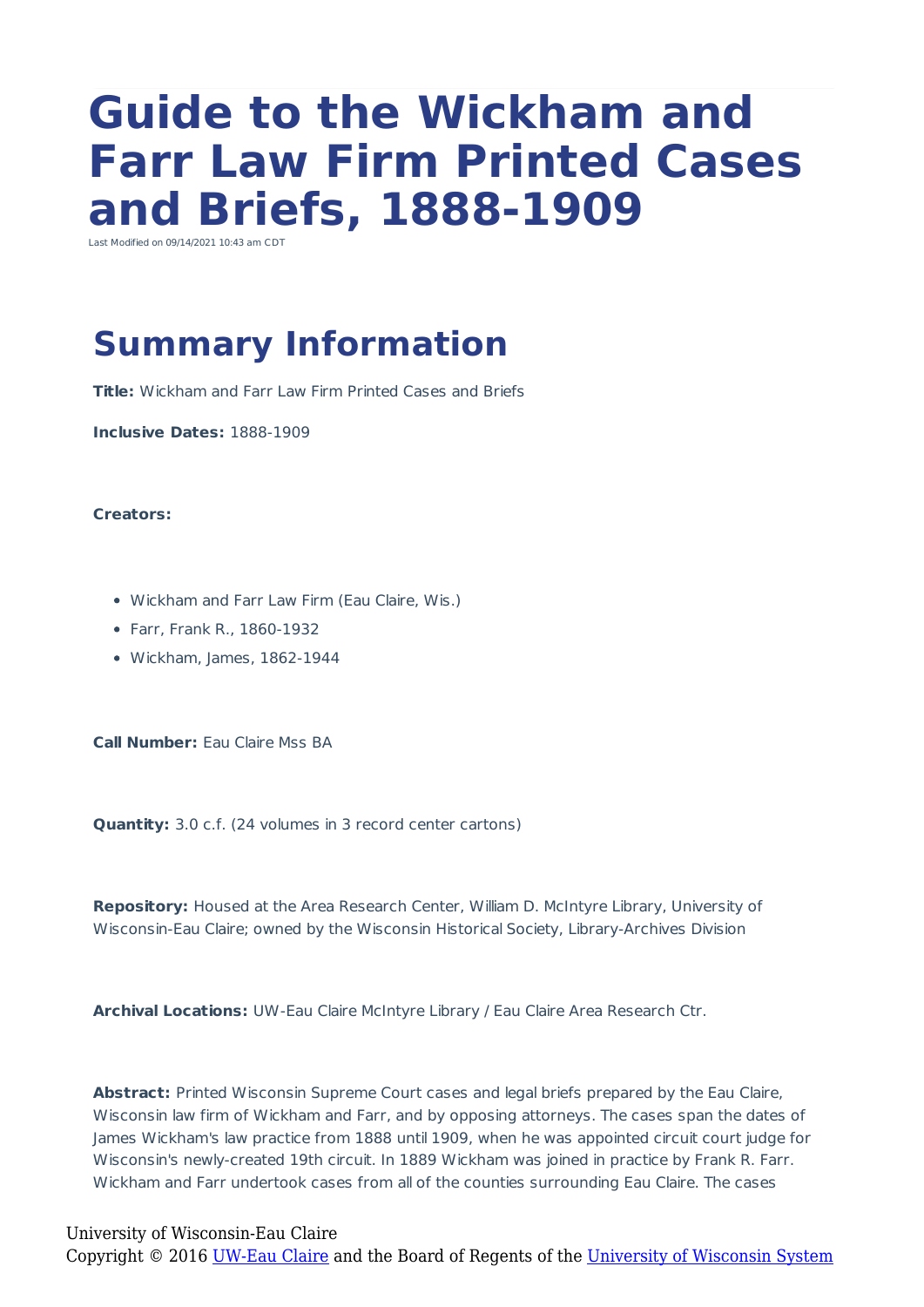# Guide to the Wickham and Farr Law Firm Printed Cases and Briefs, 1888-1909

Last Modified on 09/14/2021 10:43 am CDT

## Summary Information

**Title:** Wickham and Farr Law Firm Printed Cases and Briefs

**Inclusive Dates:** 1888-1909

**Creators:**

- Wickham and Farr Law Firm (Eau Claire, Wis.)
- Farr, Frank R., 1860-1932
- Wickham, James, 1862-1944

**Call Number:** Eau Claire Mss BA

**Quantity:** 3.0 c.f. (24 volumes in 3 record center cartons)

**Repository:** Housed at the Area Research Center, William D. McIntyre Library, University of Wisconsin-Eau Claire; owned by the Wisconsin Historical Society, Library-Archives Division

**Archival Locations:** UW-Eau Claire McIntyre Library / Eau Claire Area Research Ctr.

**Abstract:** Printed Wisconsin Supreme Court cases and legal briefs prepared by the Eau Claire, Wisconsin law firm of Wickham and Farr, and by opposing attorneys. The cases span the dates of James Wickham's law practice from 1888 until 1909, when he was appointed circuit court judge for Wisconsin's newly-created 19th circuit. In 1889 Wickham was joined in practice by Frank R. Farr. Wickham and Farr undertook cases from all of the counties surrounding Eau Claire. The cases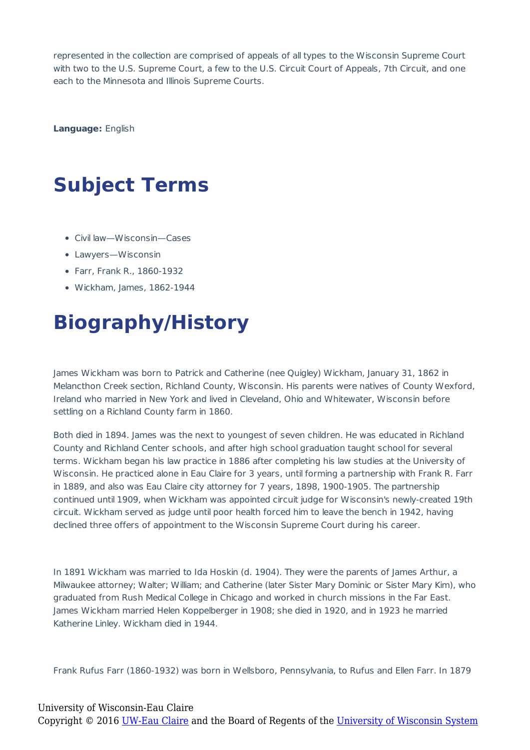represented in the collection are comprised of appeals of all types to the Wisconsin Supreme Court with two to the U.S. Supreme Court, a few to the U.S. Circuit Court of Appeals, 7th Circuit, and one each to the Minnesota and Illinois Supreme Courts.

**Language:** English

# Subject Terms

- Civil law—Wisconsin—Cases
- Lawyers—Wisconsin
- Farr, Frank R., 1860-1932
- Wickham, James, 1862-1944

# Biography/History

James Wickham was born to Patrick and Catherine (nee Quigley) Wickham, January 31, 1862 in Melancthon Creek section, Richland County, Wisconsin. His parents were natives of County Wexford, Ireland who married in New York and lived in Cleveland, Ohio and Whitewater, Wisconsin before settling on a Richland County farm in 1860.

Both died in 1894. James was the next to youngest of seven children. He was educated in Richland County and Richland Center schools, and after high school graduation taught school for several terms. Wickham began his law practice in 1886 after completing his law studies at the University of Wisconsin. He practiced alone in Eau Claire for 3 years, until forming a partnership with Frank R. Farr in 1889, and also was Eau Claire city attorney for 7 years, 1898, 1900-1905. The partnership continued until 1909, when Wickham was appointed circuit judge for Wisconsin's newly-created 19th circuit. Wickham served as judge until poor health forced him to leave the bench in 1942, having declined three offers of appointment to the Wisconsin Supreme Court during his career.

In 1891 Wickham was married to Ida Hoskin (d. 1904). They were the parents of James Arthur, a Milwaukee attorney; Walter; William; and Catherine (later Sister Mary Dominic or Sister Mary Kim), who graduated from Rush Medical College in Chicago and worked in church missions in the Far East. James Wickham married Helen Koppelberger in 1908; she died in 1920, and in 1923 he married Katherine Linley. Wickham died in 1944.

Frank Rufus Farr (1860-1932) was born in Wellsboro, Pennsylvania, to Rufus and Ellen Farr. In 1879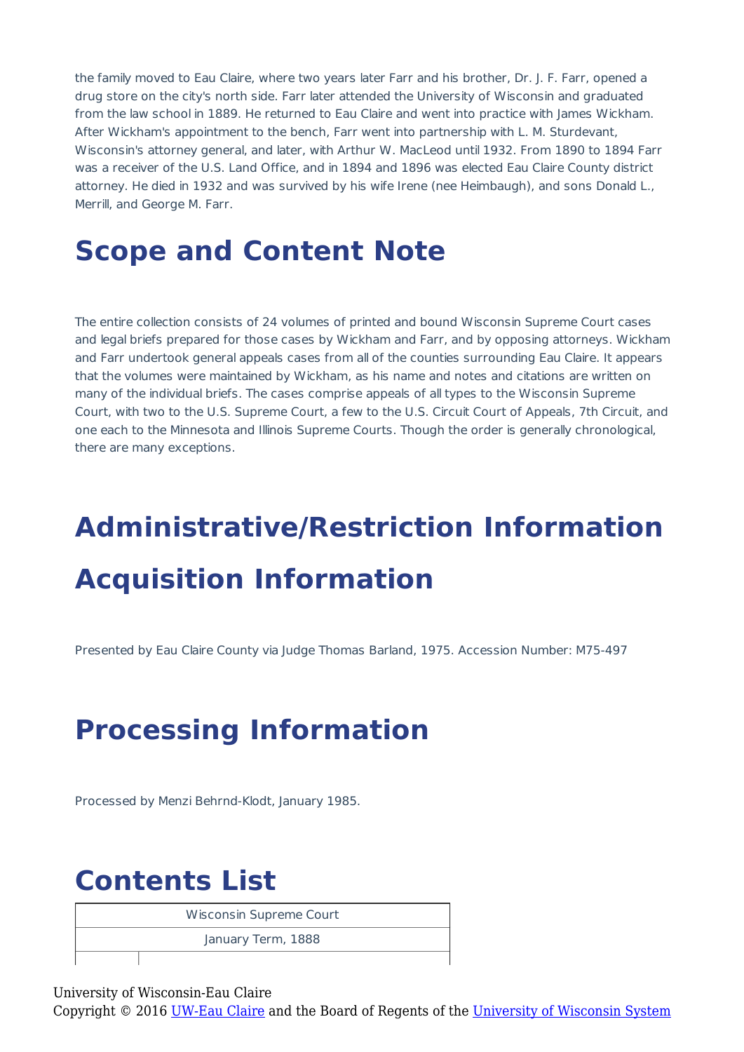the family moved to Eau Claire, where two years later Farr and his brother, Dr. J. F. Farr, opened a drug store on the city's north side. Farr later attended the University of Wisconsin and graduated from the law school in 1889. He returned to Eau Claire and went into practice with James Wickham. After Wickham's appointment to the bench, Farr went into partnership with L. M. Sturdevant, Wisconsin's attorney general, and later, with Arthur W. MacLeod until 1932. From 1890 to 1894 Farr was a receiver of the U.S. Land Office, and in 1894 and 1896 was elected Eau Claire County district attorney. He died in 1932 and was survived by his wife Irene (nee Heimbaugh), and sons Donald L., Merrill, and George M. Farr.

# Scope and Content Note

The entire collection consists of 24 volumes of printed and bound Wisconsin Supreme Court cases and legal briefs prepared for those cases by Wickham and Farr, and by opposing attorneys. Wickham and Farr undertook general appeals cases from all of the counties surrounding Eau Claire. It appears that the volumes were maintained by Wickham, as his name and notes and citations are written on many of the individual briefs. The cases comprise appeals of all types to the Wisconsin Supreme Court, with two to the U.S. Supreme Court, a few to the U.S. Circuit Court of Appeals, 7th Circuit, and one each to the Minnesota and Illinois Supreme Courts. Though the order is generally chronological, there are many exceptions.

# Administrative/Restriction Information

# Acquisition Information

Presented by Eau Claire County via Judge Thomas Barland, 1975. Accession Number: M75-497

# Processing Information

Processed by Menzi Behrnd-Klodt, January 1985.

# Contents List

| Wisconsin Supreme Court | |
|---|---|
| January Term, 1888 | |
| | |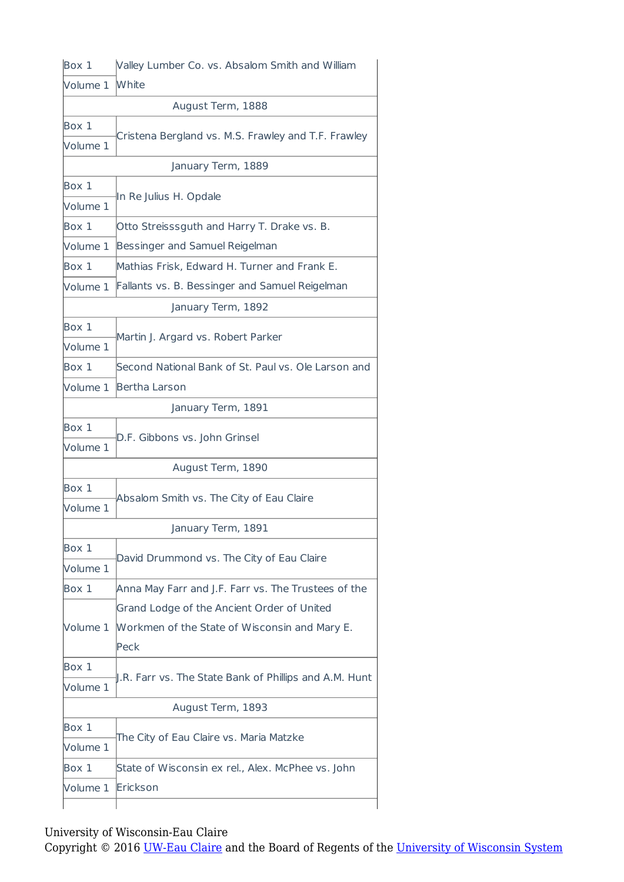| | |
|---|---|
| Box 1<br>Volume 1 | Valley Lumber Co. vs. Absalom Smith and William White |
| August Term, 1888 | |
| Box 1<br>Volume 1 | Cristena Bergland vs. M.S. Frawley and T.F. Frawley |
| January Term, 1889 | |
| Box 1<br>Volume 1 | In Re Julius H. Opdale |
| Box 1<br>Volume 1 | Otto Streisssguth and Harry T. Drake vs. B. Bessinger and Samuel Reigelman |
| Box 1<br>Volume 1 | Mathias Frisk, Edward H. Turner and Frank E. Fallants vs. B. Bessinger and Samuel Reigelman |
| January Term, 1892 | |
| Box 1<br>Volume 1 | Martin J. Argard vs. Robert Parker |
| Box 1<br>Volume 1 | Second National Bank of St. Paul vs. Ole Larson and Bertha Larson |
| January Term, 1891 | |
| Box 1<br>Volume 1 | D.F. Gibbons vs. John Grinsel |
| August Term, 1890 | |
| Box 1<br>Volume 1 | Absalom Smith vs. The City of Eau Claire |
| January Term, 1891 | |
| Box 1<br>Volume 1 | David Drummond vs. The City of Eau Claire |
| Box 1<br>Volume 1 | Anna May Farr and J.F. Farr vs. The Trustees of the Grand Lodge of the Ancient Order of United Workmen of the State of Wisconsin and Mary E. Peck |
| Box 1<br>Volume 1 | J.R. Farr vs. The State Bank of Phillips and A.M. Hunt |
| August Term, 1893 | |
| Box 1<br>Volume 1 | The City of Eau Claire vs. Maria Matzke |
| Box 1<br>Volume 1 | State of Wisconsin ex rel., Alex. McPhee vs. John Erickson |

University of Wisconsin-Eau Claire
Copyright © 2016 UW-Eau Claire and the Board of Regents of the University of Wisconsin System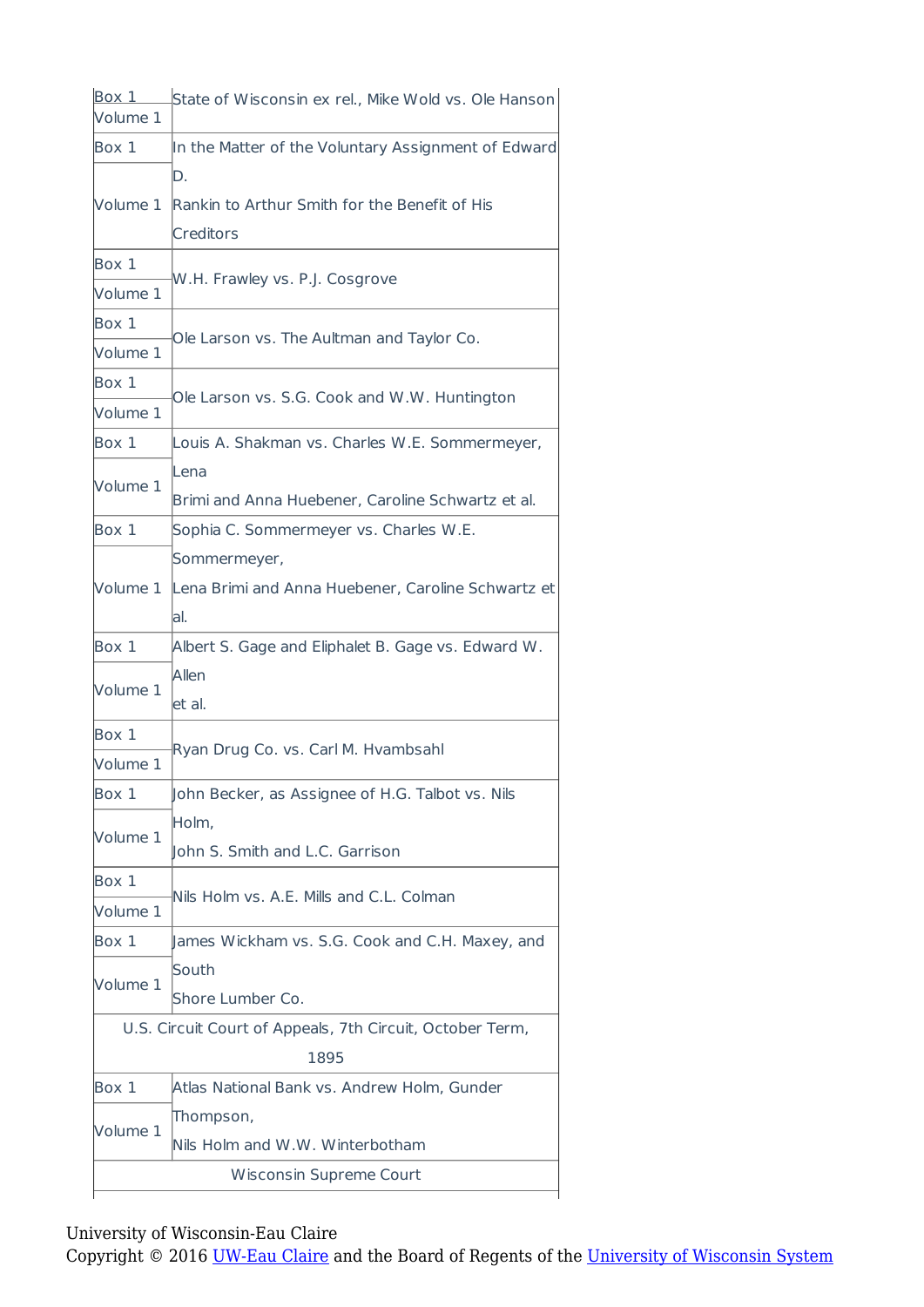| | |
|---|---|
| Box 1 Volume 1 | State of Wisconsin ex rel., Mike Wold vs. Ole Hanson |
| Box 1 Volume 1 | In the Matter of the Voluntary Assignment of Edward D. Rankin to Arthur Smith for the Benefit of His Creditors |
| Box 1 Volume 1 | W.H. Frawley vs. P.J. Cosgrove |
| Box 1 Volume 1 | Ole Larson vs. The Aultman and Taylor Co. |
| Box 1 Volume 1 | Ole Larson vs. S.G. Cook and W.W. Huntington |
| Box 1 Volume 1 | Louis A. Shakman vs. Charles W.E. Sommermeyer, Lena Brimi and Anna Huebener, Caroline Schwartz et al. |
| Box 1 Volume 1 | Sophia C. Sommermeyer vs. Charles W.E. Sommermeyer, Lena Brimi and Anna Huebener, Caroline Schwartz et al. |
| Box 1 Volume 1 | Albert S. Gage and Eliphalet B. Gage vs. Edward W. Allen et al. |
| Box 1 Volume 1 | Ryan Drug Co. vs. Carl M. Hvambsahl |
| Box 1 Volume 1 | John Becker, as Assignee of H.G. Talbot vs. Nils Holm, John S. Smith and L.C. Garrison |
| Box 1 Volume 1 | Nils Holm vs. A.E. Mills and C.L. Colman |
| Box 1 Volume 1 | James Wickham vs. S.G. Cook and C.H. Maxey, and South Shore Lumber Co. |
| U.S. Circuit Court of Appeals, 7th Circuit, October Term, 1895 | |
| Box 1 Volume 1 | Atlas National Bank vs. Andrew Holm, Gunder Thompson, Nils Holm and W.W. Winterbotham |
| Wisconsin Supreme Court | |

University of Wisconsin-Eau Claire
Copyright © 2016 UW-Eau Claire and the Board of Regents of the University of Wisconsin System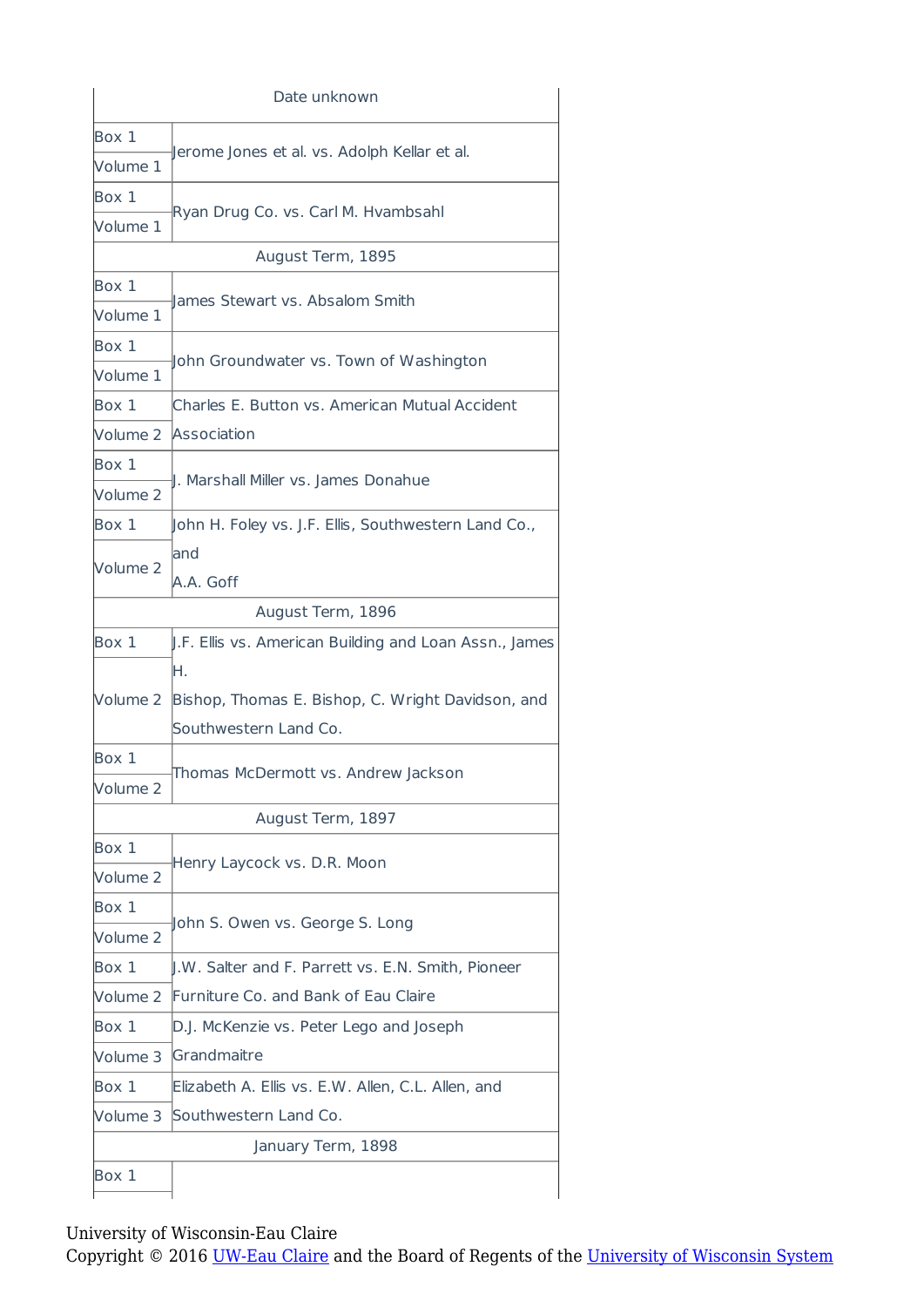| Date unknown | |
|---|---|
| Box 1<br>Volume 1 | Jerome Jones et al. vs. Adolph Kellar et al. |
| Box 1<br>Volume 1 | Ryan Drug Co. vs. Carl M. Hvambsahl |
| **August Term, 1895** | |
| Box 1<br>Volume 1 | James Stewart vs. Absalom Smith |
| Box 1<br>Volume 1 | John Groundwater vs. Town of Washington |
| Box 1<br>Volume 2 | Charles E. Button vs. American Mutual Accident Association |
| Box 1<br>Volume 2 | J. Marshall Miller vs. James Donahue |
| Box 1<br>Volume 2 | John H. Foley vs. J.F. Ellis, Southwestern Land Co., and A.A. Goff |
| **August Term, 1896** | |
| Box 1<br>Volume 2 | J.F. Ellis vs. American Building and Loan Assn., James H. Bishop, Thomas E. Bishop, C. Wright Davidson, and Southwestern Land Co. |
| Box 1<br>Volume 2 | Thomas McDermott vs. Andrew Jackson |
| **August Term, 1897** | |
| Box 1<br>Volume 2 | Henry Laycock vs. D.R. Moon |
| Box 1<br>Volume 2 | John S. Owen vs. George S. Long |
| Box 1<br>Volume 2 | J.W. Salter and F. Parrett vs. E.N. Smith, Pioneer Furniture Co. and Bank of Eau Claire |
| Box 1<br>Volume 3 | D.J. McKenzie vs. Peter Lego and Joseph Grandmaitre |
| Box 1<br>Volume 3 | Elizabeth A. Ellis vs. E.W. Allen, C.L. Allen, and Southwestern Land Co. |
| **January Term, 1898** | |
| Box 1 | |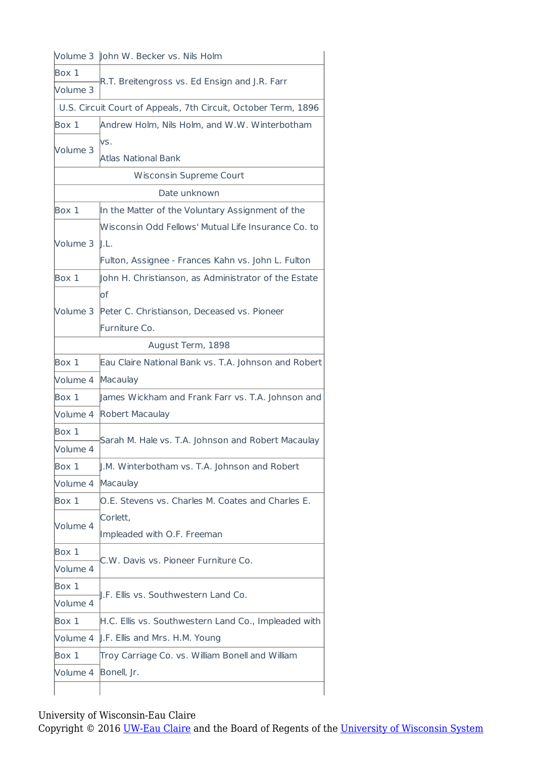| | |
|---|---|
| Volume 3 | John W. Becker vs. Nils Holm |
| Box 1<br>Volume 3 | R.T. Breitengross vs. Ed Ensign and J.R. Farr |
| U.S. Circuit Court of Appeals, 7th Circuit, October Term, 1896 | |
| Box 1<br>Volume 3 | Andrew Holm, Nils Holm, and W.W. Winterbotham vs. Atlas National Bank |
| Wisconsin Supreme Court | |
| Date unknown | |
| Box 1<br>Volume 3 | In the Matter of the Voluntary Assignment of the Wisconsin Odd Fellows' Mutual Life Insurance Co. to J.L. Fulton, Assignee - Frances Kahn vs. John L. Fulton |
| Box 1<br>Volume 3 | John H. Christianson, as Administrator of the Estate of Peter C. Christianson, Deceased vs. Pioneer Furniture Co. |
| August Term, 1898 | |
| Box 1<br>Volume 4 | Eau Claire National Bank vs. T.A. Johnson and Robert Macaulay |
| Box 1<br>Volume 4 | James Wickham and Frank Farr vs. T.A. Johnson and Robert Macaulay |
| Box 1<br>Volume 4 | Sarah M. Hale vs. T.A. Johnson and Robert Macaulay |
| Box 1<br>Volume 4 | J.M. Winterbotham vs. T.A. Johnson and Robert Macaulay |
| Box 1<br>Volume 4 | O.E. Stevens vs. Charles M. Coates and Charles E. Corlett, Impleaded with O.F. Freeman |
| Box 1<br>Volume 4 | C.W. Davis vs. Pioneer Furniture Co. |
| Box 1<br>Volume 4 | J.F. Ellis vs. Southwestern Land Co. |
| Box 1<br>Volume 4 | H.C. Ellis vs. Southwestern Land Co., Impleaded with J.F. Ellis and Mrs. H.M. Young |
| Box 1<br>Volume 4 | Troy Carriage Co. vs. William Bonell and William Bonell, Jr. |

University of Wisconsin-Eau Claire
Copyright © 2016 UW-Eau Claire and the Board of Regents of the University of Wisconsin System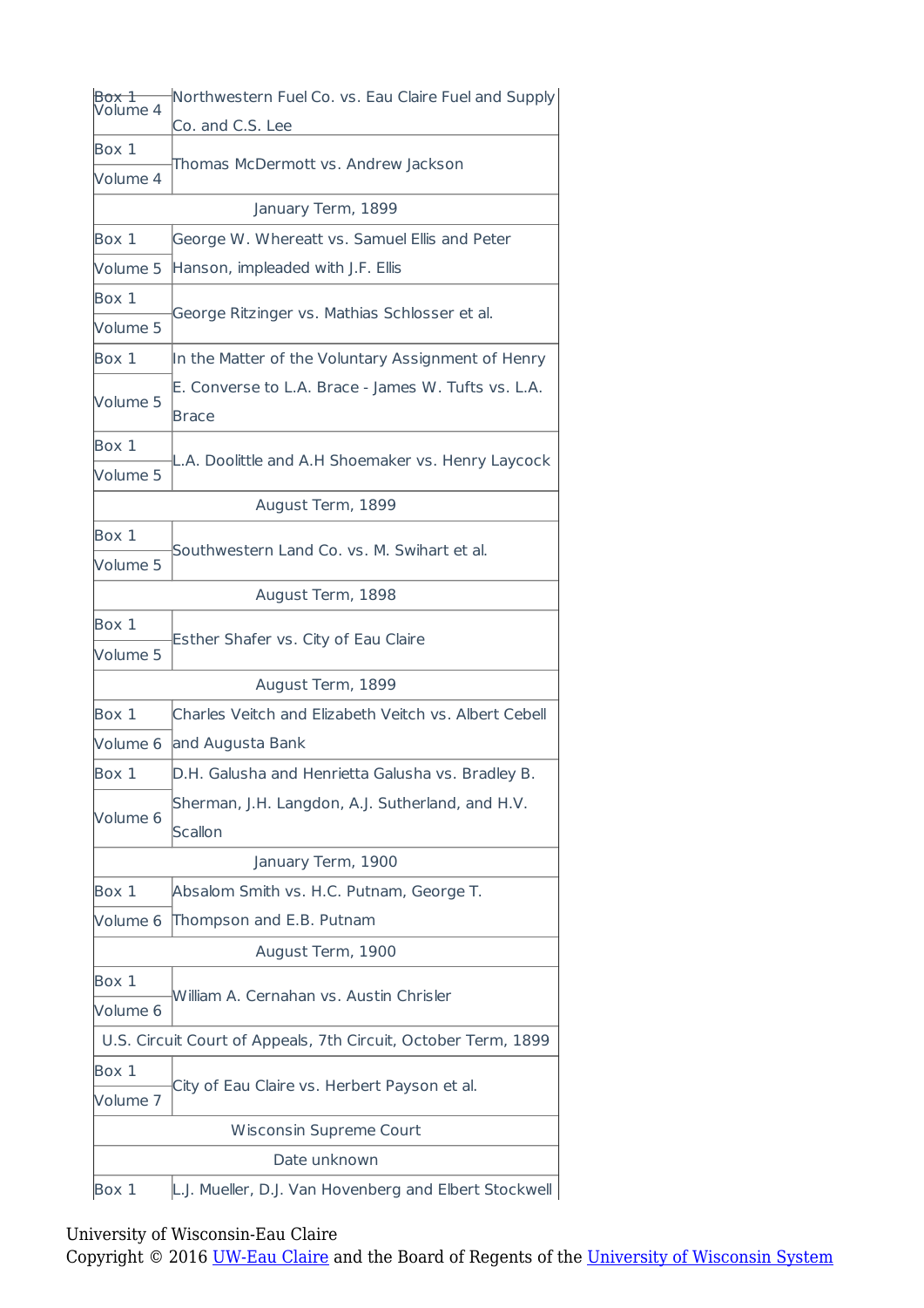| | |
|---|---|
| Box 1<br>Volume 4 | Northwestern Fuel Co. vs. Eau Claire Fuel and Supply Co. and C.S. Lee |
| Box 1<br>Volume 4 | Thomas McDermott vs. Andrew Jackson |
| January Term, 1899 | |
| Box 1<br>Volume 5 | George W. Whereatt vs. Samuel Ellis and Peter Hanson, impleaded with J.F. Ellis |
| Box 1<br>Volume 5 | George Ritzinger vs. Mathias Schlosser et al. |
| Box 1<br>Volume 5 | In the Matter of the Voluntary Assignment of Henry E. Converse to L.A. Brace - James W. Tufts vs. L.A. Brace |
| Box 1<br>Volume 5 | L.A. Doolittle and A.H Shoemaker vs. Henry Laycock |
| August Term, 1899 | |
| Box 1<br>Volume 5 | Southwestern Land Co. vs. M. Swihart et al. |
| August Term, 1898 | |
| Box 1<br>Volume 5 | Esther Shafer vs. City of Eau Claire |
| August Term, 1899 | |
| Box 1<br>Volume 6 | Charles Veitch and Elizabeth Veitch vs. Albert Cebell and Augusta Bank |
| Box 1<br>Volume 6 | D.H. Galusha and Henrietta Galusha vs. Bradley B. Sherman, J.H. Langdon, A.J. Sutherland, and H.V. Scallon |
| January Term, 1900 | |
| Box 1<br>Volume 6 | Absalom Smith vs. H.C. Putnam, George T. Thompson and E.B. Putnam |
| August Term, 1900 | |
| Box 1<br>Volume 6 | William A. Cernahan vs. Austin Chrisler |
| U.S. Circuit Court of Appeals, 7th Circuit, October Term, 1899 | |
| Box 1<br>Volume 7 | City of Eau Claire vs. Herbert Payson et al. |
| Wisconsin Supreme Court | |
| Date unknown | |
| Box 1 | L.J. Mueller, D.J. Van Hovenberg and Elbert Stockwell |

University of Wisconsin-Eau Claire
Copyright © 2016 UW-Eau Claire and the Board of Regents of the University of Wisconsin System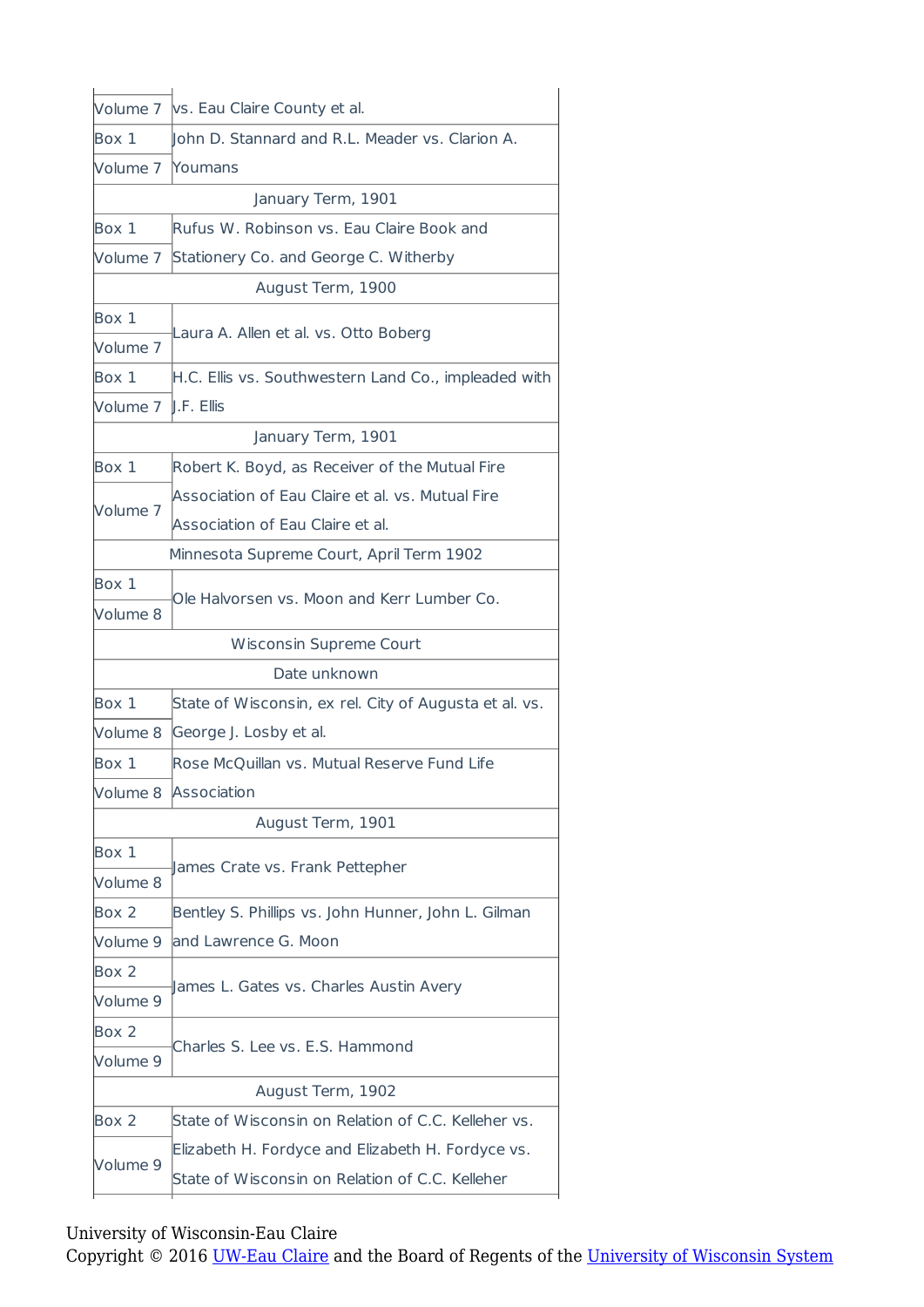| | |
|---|---|
| Volume 7 | vs. Eau Claire County et al. |
| Box 1<br>Volume 7 | John D. Stannard and R.L. Meader vs. Clarion A. Youmans |
| January Term, 1901 | |
| Box 1<br>Volume 7 | Rufus W. Robinson vs. Eau Claire Book and Stationery Co. and George C. Witherby |
| August Term, 1900 | |
| Box 1<br>Volume 7 | Laura A. Allen et al. vs. Otto Boberg |
| Box 1<br>Volume 7 | H.C. Ellis vs. Southwestern Land Co., impleaded with J.F. Ellis |
| January Term, 1901 | |
| Box 1<br>Volume 7 | Robert K. Boyd, as Receiver of the Mutual Fire Association of Eau Claire et al. vs. Mutual Fire Association of Eau Claire et al. |
| Minnesota Supreme Court, April Term 1902 | |
| Box 1<br>Volume 8 | Ole Halvorsen vs. Moon and Kerr Lumber Co. |
| Wisconsin Supreme Court | |
| Date unknown | |
| Box 1<br>Volume 8 | State of Wisconsin, ex rel. City of Augusta et al. vs. George J. Losby et al. |
| Box 1<br>Volume 8 | Rose McQuillan vs. Mutual Reserve Fund Life Association |
| August Term, 1901 | |
| Box 1<br>Volume 8 | James Crate vs. Frank Pettepher |
| Box 2<br>Volume 9 | Bentley S. Phillips vs. John Hunner, John L. Gilman and Lawrence G. Moon |
| Box 2<br>Volume 9 | James L. Gates vs. Charles Austin Avery |
| Box 2<br>Volume 9 | Charles S. Lee vs. E.S. Hammond |
| August Term, 1902 | |
| Box 2<br>Volume 9 | State of Wisconsin on Relation of C.C. Kelleher vs. Elizabeth H. Fordyce and Elizabeth H. Fordyce vs. State of Wisconsin on Relation of C.C. Kelleher |

University of Wisconsin-Eau Claire
Copyright © 2016 UW-Eau Claire and the Board of Regents of the University of Wisconsin System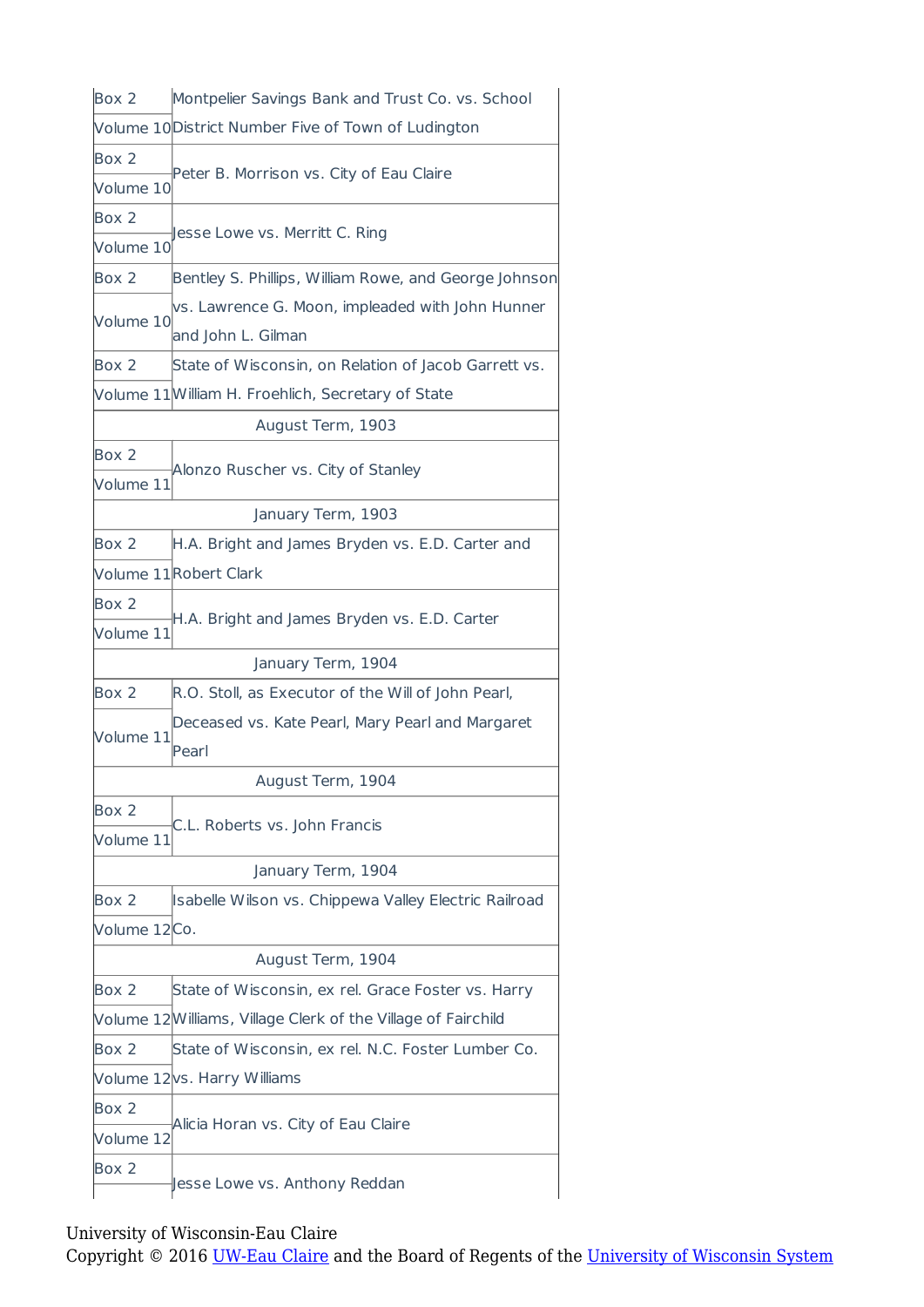| | |
|---|---|
| Box 2<br>Volume 10 | Montpelier Savings Bank and Trust Co. vs. School District Number Five of Town of Ludington |
| Box 2<br>Volume 10 | Peter B. Morrison vs. City of Eau Claire |
| Box 2<br>Volume 10 | Jesse Lowe vs. Merritt C. Ring |
| Box 2<br>Volume 10 | Bentley S. Phillips, William Rowe, and George Johnson vs. Lawrence G. Moon, impleaded with John Hunner and John L. Gilman |
| Box 2<br>Volume 11 | State of Wisconsin, on Relation of Jacob Garrett vs. William H. Froehlich, Secretary of State |
| August Term, 1903 | |
| Box 2<br>Volume 11 | Alonzo Ruscher vs. City of Stanley |
| January Term, 1903 | |
| Box 2<br>Volume 11 | H.A. Bright and James Bryden vs. E.D. Carter and Robert Clark |
| Box 2<br>Volume 11 | H.A. Bright and James Bryden vs. E.D. Carter |
| January Term, 1904 | |
| Box 2<br>Volume 11 | R.O. Stoll, as Executor of the Will of John Pearl, Deceased vs. Kate Pearl, Mary Pearl and Margaret Pearl |
| August Term, 1904 | |
| Box 2<br>Volume 11 | C.L. Roberts vs. John Francis |
| January Term, 1904 | |
| Box 2<br>Volume 12 | Isabelle Wilson vs. Chippewa Valley Electric Railroad Co. |
| August Term, 1904 | |
| Box 2<br>Volume 12 | State of Wisconsin, ex rel. Grace Foster vs. Harry Williams, Village Clerk of the Village of Fairchild |
| Box 2<br>Volume 12 | State of Wisconsin, ex rel. N.C. Foster Lumber Co. vs. Harry Williams |
| Box 2<br>Volume 12 | Alicia Horan vs. City of Eau Claire |
| Box 2 | Jesse Lowe vs. Anthony Reddan |

University of Wisconsin-Eau Claire
Copyright © 2016 UW-Eau Claire and the Board of Regents of the University of Wisconsin System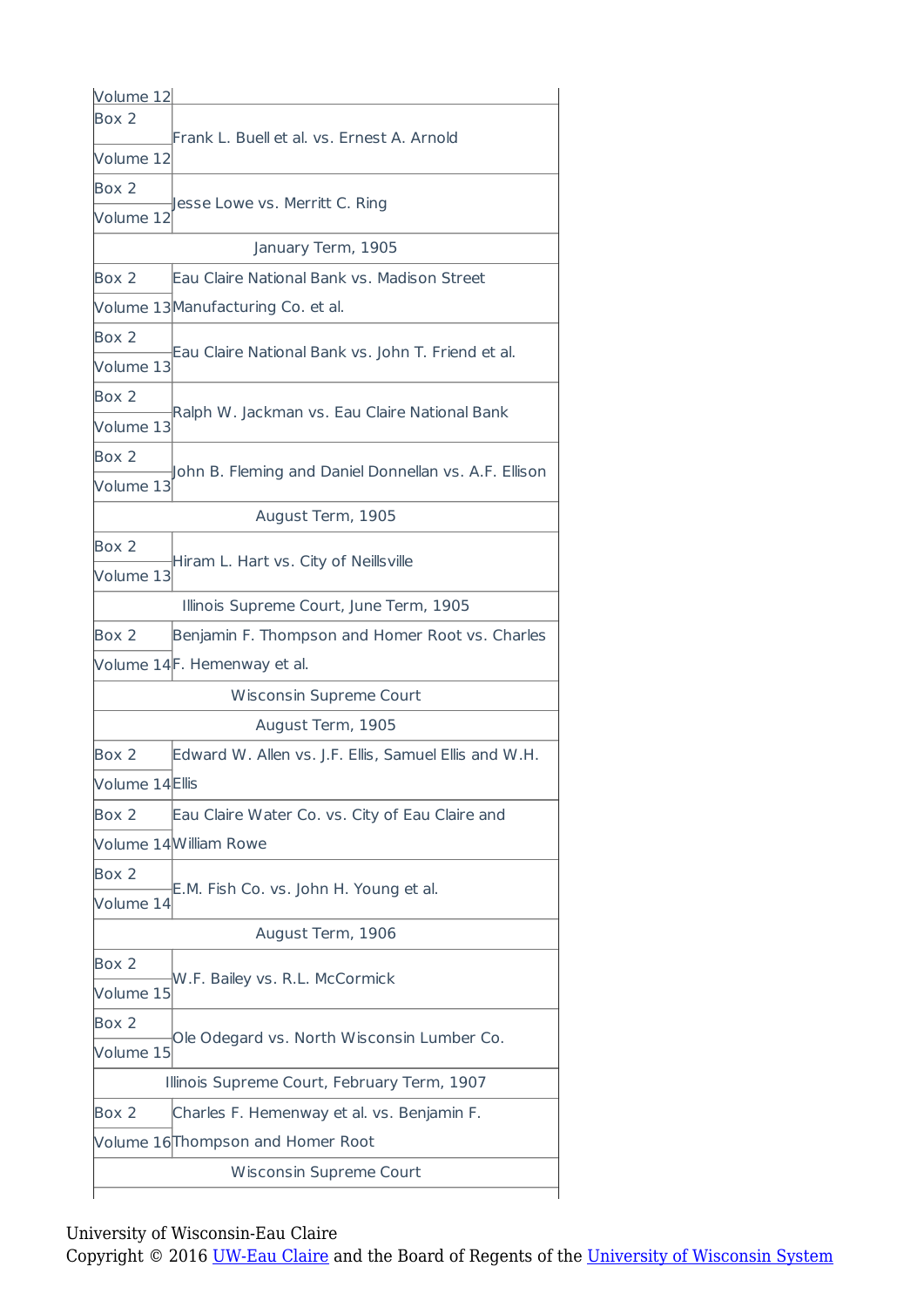| | |
|---|---|
| Volume 12 | |
| Box 2<br>Volume 12 | Frank L. Buell et al. vs. Ernest A. Arnold |
| Box 2<br>Volume 12 | Jesse Lowe vs. Merritt C. Ring |
| January Term, 1905 | |
| Box 2<br>Volume 13 | Eau Claire National Bank vs. Madison Street Manufacturing Co. et al. |
| Box 2<br>Volume 13 | Eau Claire National Bank vs. John T. Friend et al. |
| Box 2<br>Volume 13 | Ralph W. Jackman vs. Eau Claire National Bank |
| Box 2<br>Volume 13 | John B. Fleming and Daniel Donnellan vs. A.F. Ellison |
| August Term, 1905 | |
| Box 2<br>Volume 13 | Hiram L. Hart vs. City of Neillsville |
| Illinois Supreme Court, June Term, 1905 | |
| Box 2<br>Volume 14 | Benjamin F. Thompson and Homer Root vs. Charles F. Hemenway et al. |
| Wisconsin Supreme Court | |
| August Term, 1905 | |
| Box 2<br>Volume 14 | Edward W. Allen vs. J.F. Ellis, Samuel Ellis and W.H. Ellis |
| Box 2<br>Volume 14 | Eau Claire Water Co. vs. City of Eau Claire and William Rowe |
| Box 2<br>Volume 14 | E.M. Fish Co. vs. John H. Young et al. |
| August Term, 1906 | |
| Box 2<br>Volume 15 | W.F. Bailey vs. R.L. McCormick |
| Box 2<br>Volume 15 | Ole Odegard vs. North Wisconsin Lumber Co. |
| Illinois Supreme Court, February Term, 1907 | |
| Box 2<br>Volume 16 | Charles F. Hemenway et al. vs. Benjamin F. Thompson and Homer Root |
| Wisconsin Supreme Court | |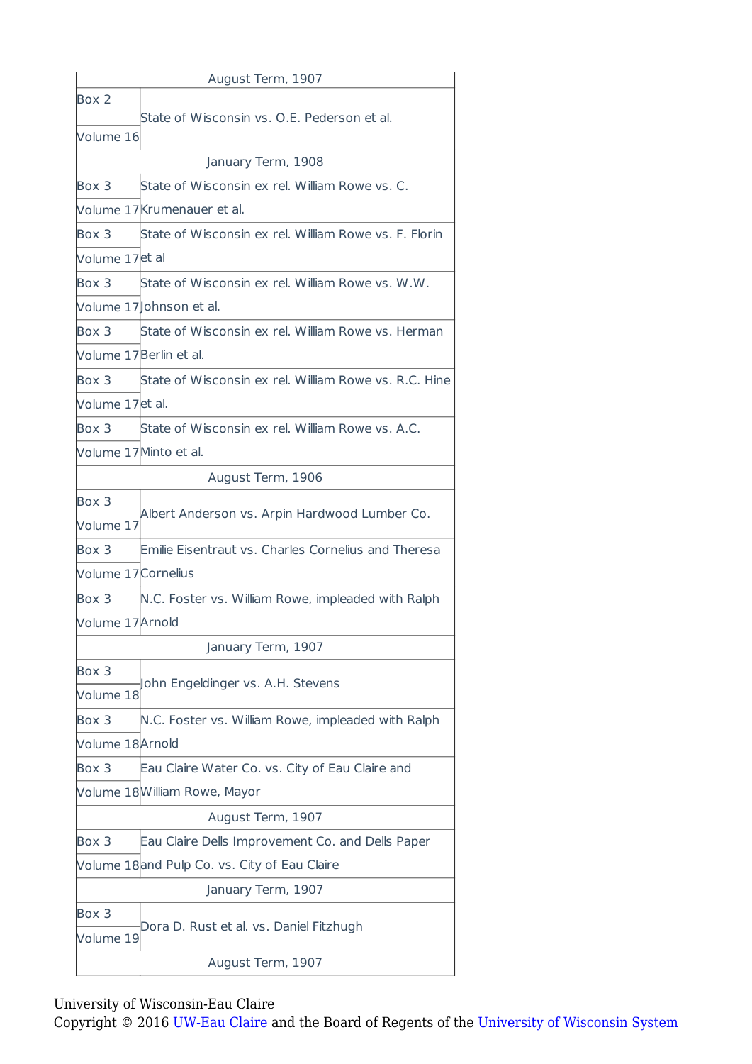| | |
|---|---|
| August Term, 1907 | |
| Box 2<br>Volume 16 | State of Wisconsin vs. O.E. Pederson et al. |
| January Term, 1908 | |
| Box 3<br>Volume 17 | State of Wisconsin ex rel. William Rowe vs. C. Krumenauer et al. |
| Box 3<br>Volume 17 | State of Wisconsin ex rel. William Rowe vs. F. Florin et al |
| Box 3<br>Volume 17 | State of Wisconsin ex rel. William Rowe vs. W.W. Johnson et al. |
| Box 3<br>Volume 17 | State of Wisconsin ex rel. William Rowe vs. Herman Berlin et al. |
| Box 3<br>Volume 17 | State of Wisconsin ex rel. William Rowe vs. R.C. Hine et al. |
| Box 3<br>Volume 17 | State of Wisconsin ex rel. William Rowe vs. A.C. Minto et al. |
| August Term, 1906 | |
| Box 3<br>Volume 17 | Albert Anderson vs. Arpin Hardwood Lumber Co. |
| Box 3<br>Volume 17 | Emilie Eisentraut vs. Charles Cornelius and Theresa Cornelius |
| Box 3<br>Volume 17 | N.C. Foster vs. William Rowe, impleaded with Ralph Arnold |
| January Term, 1907 | |
| Box 3<br>Volume 18 | John Engeldinger vs. A.H. Stevens |
| Box 3<br>Volume 18 | N.C. Foster vs. William Rowe, impleaded with Ralph Arnold |
| Box 3<br>Volume 18 | Eau Claire Water Co. vs. City of Eau Claire and William Rowe, Mayor |
| August Term, 1907 | |
| Box 3<br>Volume 18 | Eau Claire Dells Improvement Co. and Dells Paper and Pulp Co. vs. City of Eau Claire |
| January Term, 1907 | |
| Box 3<br>Volume 19 | Dora D. Rust et al. vs. Daniel Fitzhugh |
| August Term, 1907 | |

University of Wisconsin-Eau Claire
Copyright © 2016 UW-Eau Claire and the Board of Regents of the University of Wisconsin System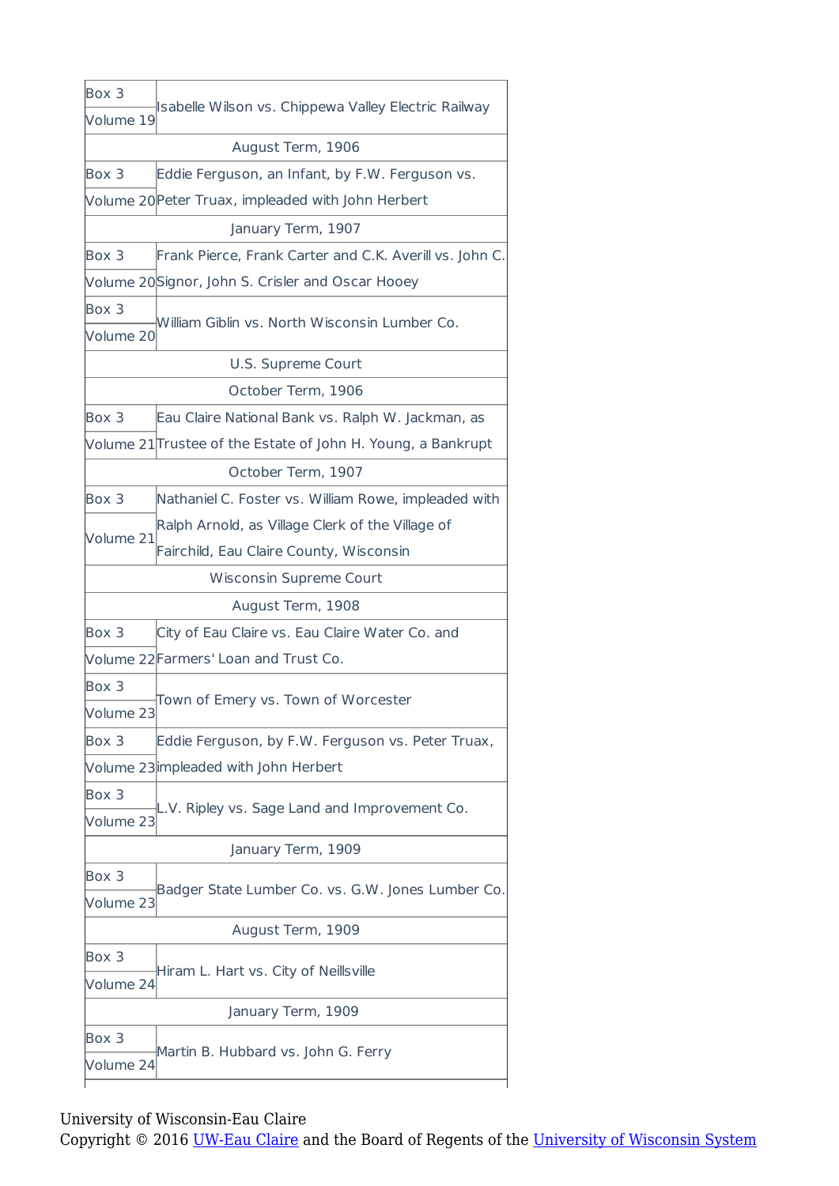| Box / Volume | Case |
| --- | --- |
| Box 3 Volume 19 | Isabelle Wilson vs. Chippewa Valley Electric Railway |
| August Term, 1906 | |
| Box 3 Volume 20 | Eddie Ferguson, an Infant, by F.W. Ferguson vs. Peter Truax, impleaded with John Herbert |
| January Term, 1907 | |
| Box 3 Volume 20 | Frank Pierce, Frank Carter and C.K. Averill vs. John C. Signor, John S. Crisler and Oscar Hooey |
| Box 3 Volume 20 | William Giblin vs. North Wisconsin Lumber Co. |
| U.S. Supreme Court | |
| October Term, 1906 | |
| Box 3 Volume 21 | Eau Claire National Bank vs. Ralph W. Jackman, as Trustee of the Estate of John H. Young, a Bankrupt |
| October Term, 1907 | |
| Box 3 Volume 21 | Nathaniel C. Foster vs. William Rowe, impleaded with Ralph Arnold, as Village Clerk of the Village of Fairchild, Eau Claire County, Wisconsin |
| Wisconsin Supreme Court | |
| August Term, 1908 | |
| Box 3 Volume 22 | City of Eau Claire vs. Eau Claire Water Co. and Farmers' Loan and Trust Co. |
| Box 3 Volume 23 | Town of Emery vs. Town of Worcester |
| Box 3 Volume 23 | Eddie Ferguson, by F.W. Ferguson vs. Peter Truax, impleaded with John Herbert |
| Box 3 Volume 23 | L.V. Ripley vs. Sage Land and Improvement Co. |
| January Term, 1909 | |
| Box 3 Volume 23 | Badger State Lumber Co. vs. G.W. Jones Lumber Co. |
| August Term, 1909 | |
| Box 3 Volume 24 | Hiram L. Hart vs. City of Neillsville |
| January Term, 1909 | |
| Box 3 Volume 24 | Martin B. Hubbard vs. John G. Ferry |

University of Wisconsin-Eau Claire
Copyright © 2016 UW-Eau Claire and the Board of Regents of the University of Wisconsin System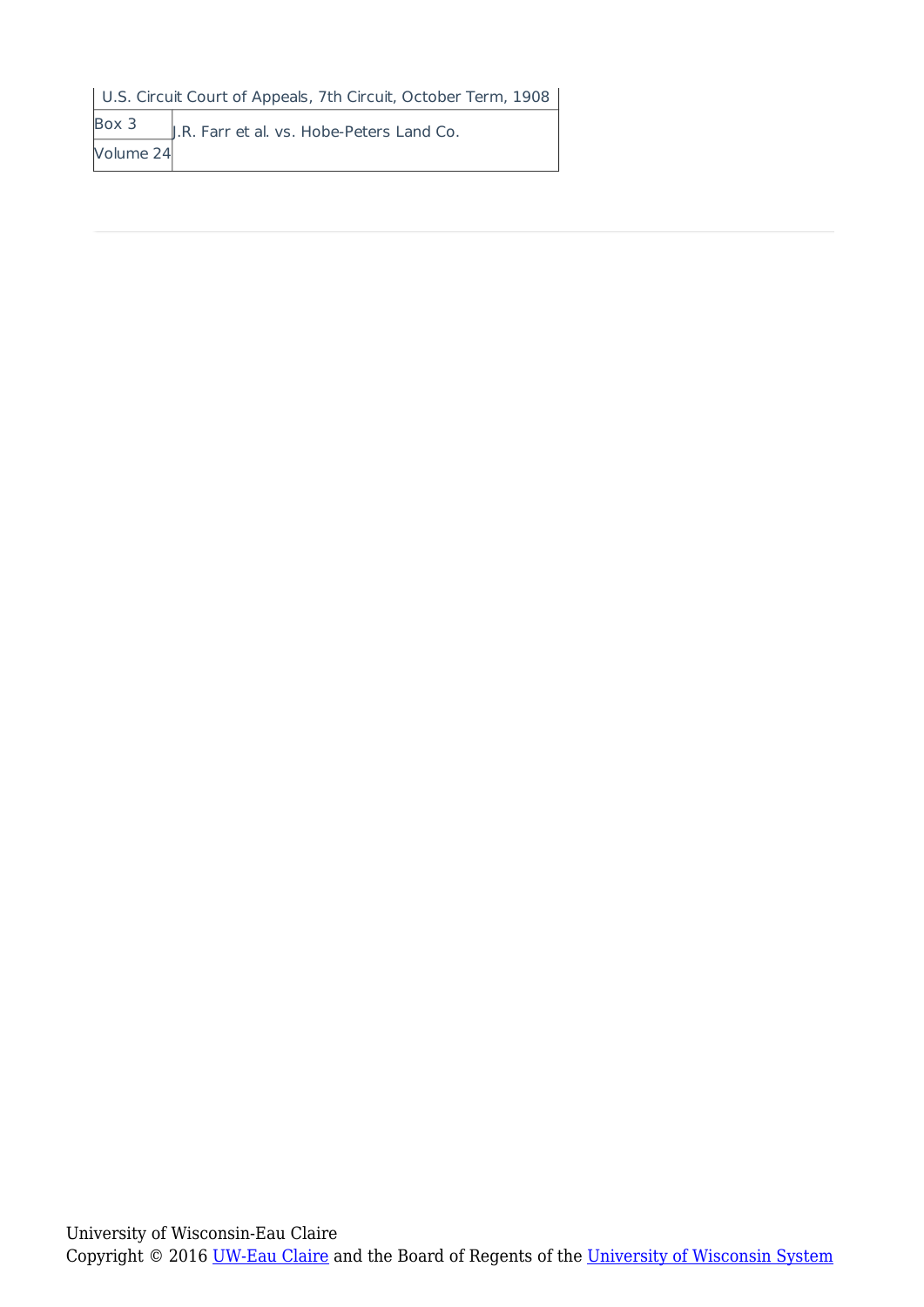| U.S. Circuit Court of Appeals, 7th Circuit, October Term, 1908 | |
|---|---|
| Box 3 | J.R. Farr et al. vs. Hobe-Peters Land Co. |
| Volume 24 | |

University of Wisconsin-Eau Claire
Copyright © 2016 UW-Eau Claire and the Board of Regents of the University of Wisconsin System